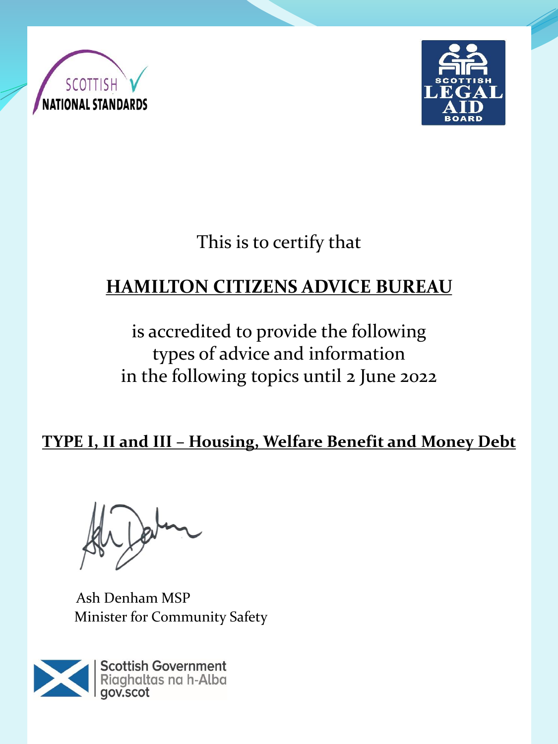SCOTTISH NATIONAL STANDARDS

SCOTTISH LEGAL AID BOARD

This is to certify that

**HAMILTON CITIZENS ADVICE BUREAU**

is accredited to provide the following types of advice and information in the following topics until 2 June 2022

**TYPE I, II and III – Housing, Welfare Benefit and Money Debt**

Ash Denham MSP
Minister for Community Safety

Scottish Government
Riaghaltas na h-Alba
gov.scot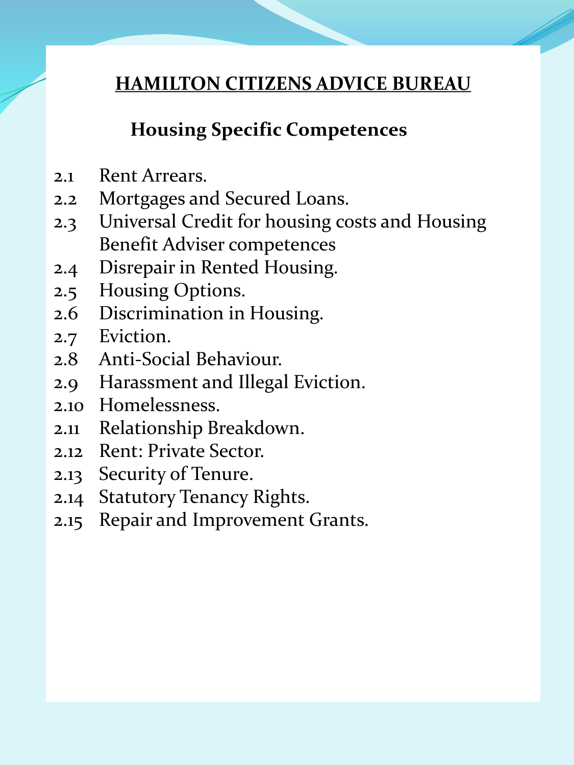# HAMILTON CITIZENS ADVICE BUREAU

## Housing Specific Competences

2.1 Rent Arrears.
2.2 Mortgages and Secured Loans.
2.3 Universal Credit for housing costs and Housing Benefit Adviser competences
2.4 Disrepair in Rented Housing.
2.5 Housing Options.
2.6 Discrimination in Housing.
2.7 Eviction.
2.8 Anti-Social Behaviour.
2.9 Harassment and Illegal Eviction.
2.10 Homelessness.
2.11 Relationship Breakdown.
2.12 Rent: Private Sector.
2.13 Security of Tenure.
2.14 Statutory Tenancy Rights.
2.15 Repair and Improvement Grants.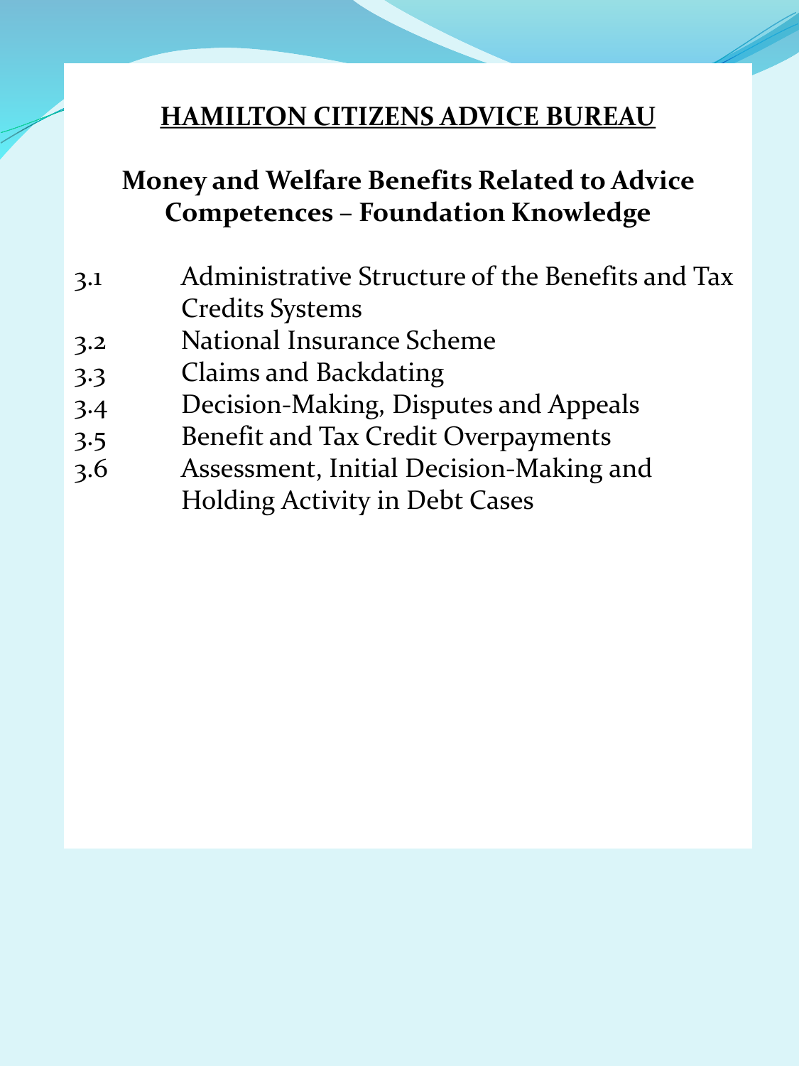# HAMILTON CITIZENS ADVICE BUREAU

## Money and Welfare Benefits Related to Advice Competences – Foundation Knowledge

3.1 Administrative Structure of the Benefits and Tax Credits Systems
3.2 National Insurance Scheme
3.3 Claims and Backdating
3.4 Decision-Making, Disputes and Appeals
3.5 Benefit and Tax Credit Overpayments
3.6 Assessment, Initial Decision-Making and Holding Activity in Debt Cases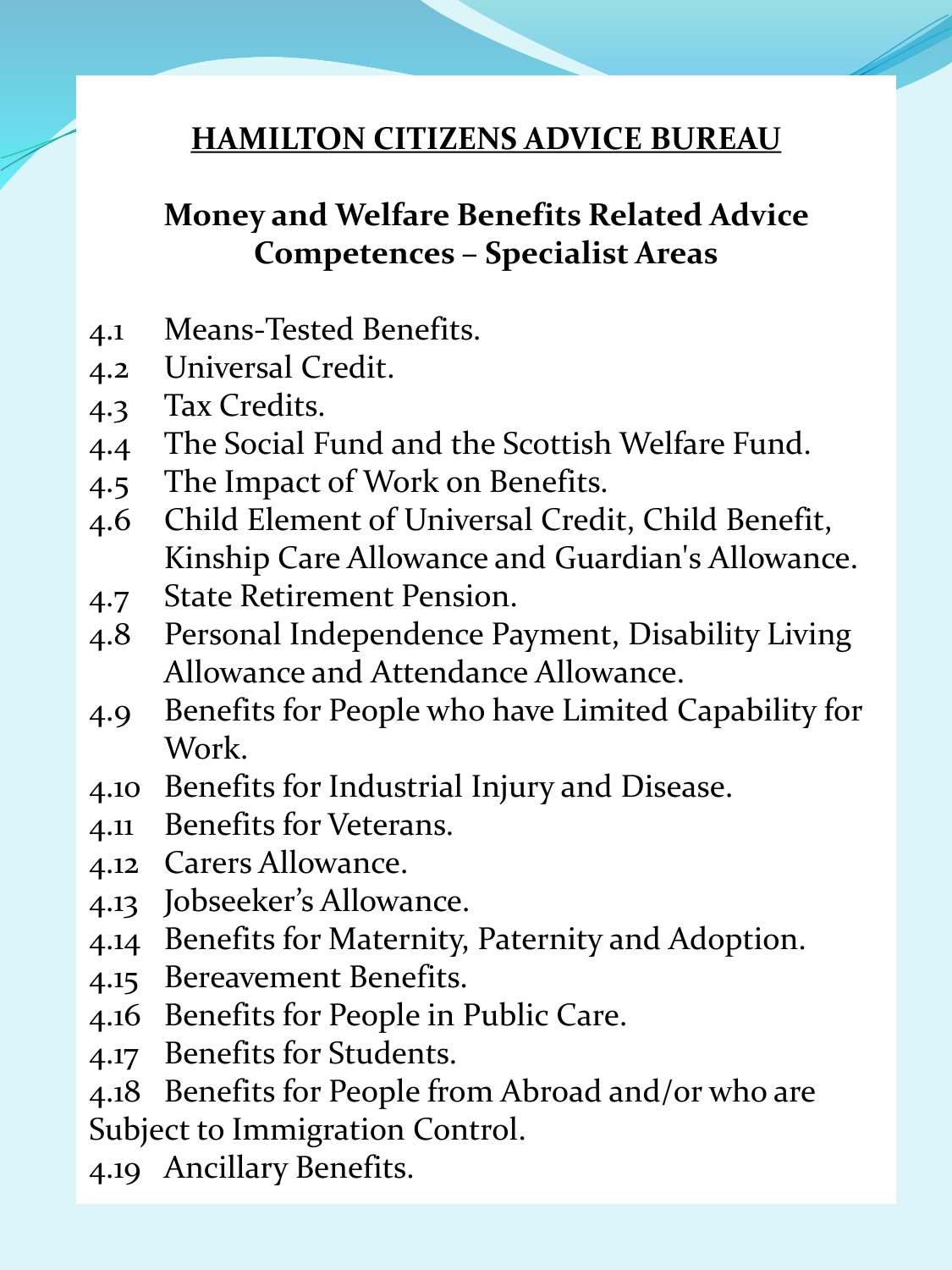# HAMILTON CITIZENS ADVICE BUREAU

## Money and Welfare Benefits Related Advice Competences – Specialist Areas

4.1 Means-Tested Benefits.
4.2 Universal Credit.
4.3 Tax Credits.
4.4 The Social Fund and the Scottish Welfare Fund.
4.5 The Impact of Work on Benefits.
4.6 Child Element of Universal Credit, Child Benefit, Kinship Care Allowance and Guardian's Allowance.
4.7 State Retirement Pension.
4.8 Personal Independence Payment, Disability Living Allowance and Attendance Allowance.
4.9 Benefits for People who have Limited Capability for Work.
4.10 Benefits for Industrial Injury and Disease.
4.11 Benefits for Veterans.
4.12 Carers Allowance.
4.13 Jobseeker's Allowance.
4.14 Benefits for Maternity, Paternity and Adoption.
4.15 Bereavement Benefits.
4.16 Benefits for People in Public Care.
4.17 Benefits for Students.
4.18 Benefits for People from Abroad and/or who are Subject to Immigration Control.
4.19 Ancillary Benefits.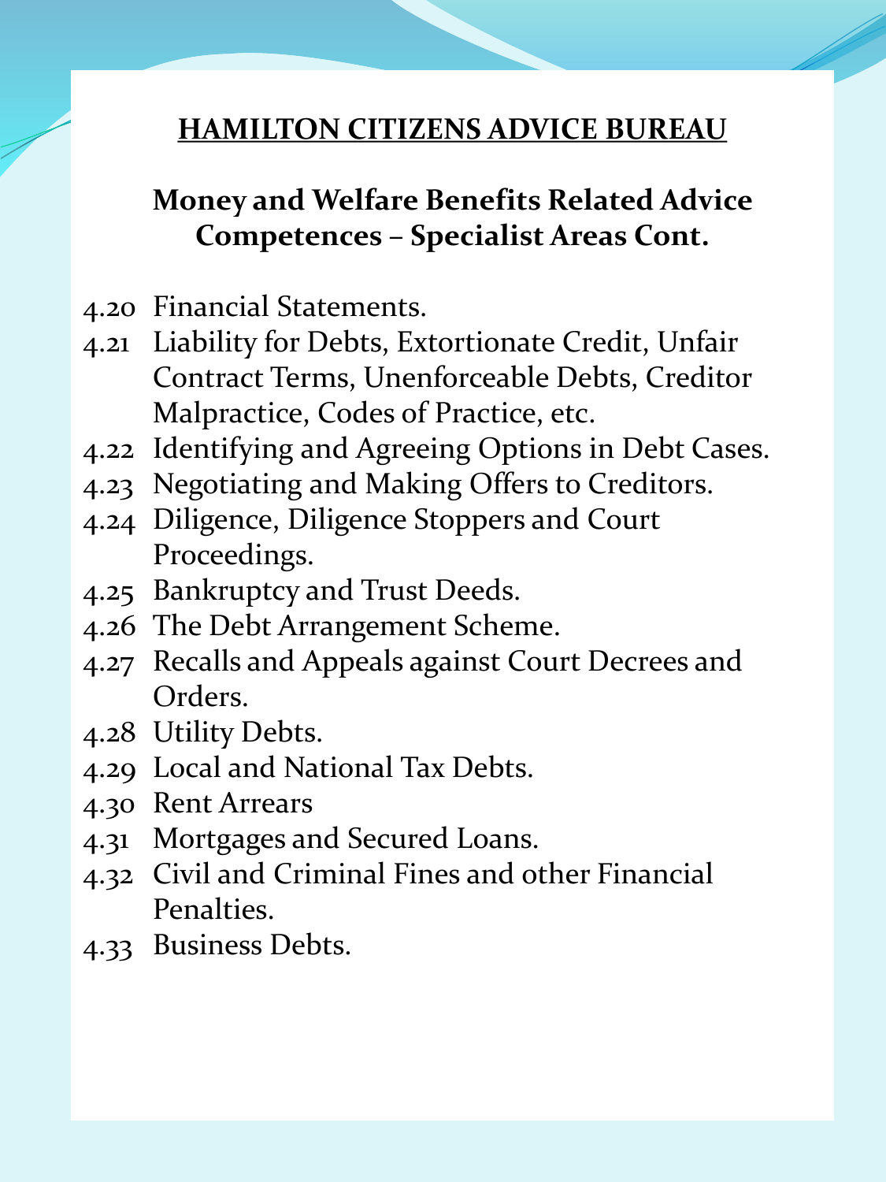# HAMILTON CITIZENS ADVICE BUREAU

## Money and Welfare Benefits Related Advice Competences – Specialist Areas Cont.

4.20 Financial Statements.

4.21 Liability for Debts, Extortionate Credit, Unfair Contract Terms, Unenforceable Debts, Creditor Malpractice, Codes of Practice, etc.

4.22 Identifying and Agreeing Options in Debt Cases.

4.23 Negotiating and Making Offers to Creditors.

4.24 Diligence, Diligence Stoppers and Court Proceedings.

4.25 Bankruptcy and Trust Deeds.

4.26 The Debt Arrangement Scheme.

4.27 Recalls and Appeals against Court Decrees and Orders.

4.28 Utility Debts.

4.29 Local and National Tax Debts.

4.30 Rent Arrears

4.31 Mortgages and Secured Loans.

4.32 Civil and Criminal Fines and other Financial Penalties.

4.33 Business Debts.